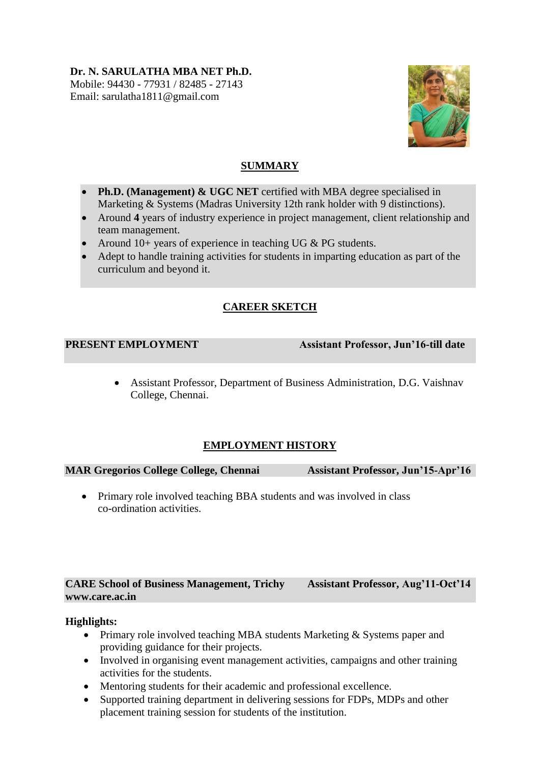**Dr. N. SARULATHA MBA NET Ph.D.**
Mobile: 94430 - 77931 / 82485 - 27143
Email: sarulatha1811@gmail.com

## SUMMARY

- **Ph.D. (Management) & UGC NET** certified with MBA degree specialised in Marketing & Systems (Madras University 12th rank holder with 9 distinctions).
- Around **4** years of industry experience in project management, client relationship and team management.
- Around 10+ years of experience in teaching UG & PG students.
- Adept to handle training activities for students in imparting education as part of the curriculum and beyond it.

## CAREER SKETCH

**PRESENT EMPLOYMENT** — **Assistant Professor, Jun'16-till date**

- Assistant Professor, Department of Business Administration, D.G. Vaishnav College, Chennai.

## EMPLOYMENT HISTORY

**MAR Gregorios College College, Chennai** — **Assistant Professor, Jun'15-Apr'16**

- Primary role involved teaching BBA students and was involved in class co-ordination activities.

**CARE School of Business Management, Trichy** — **Assistant Professor, Aug'11-Oct'14**
**www.care.ac.in**

**Highlights:**

- Primary role involved teaching MBA students Marketing & Systems paper and providing guidance for their projects.
- Involved in organising event management activities, campaigns and other training activities for the students.
- Mentoring students for their academic and professional excellence.
- Supported training department in delivering sessions for FDPs, MDPs and other placement training session for students of the institution.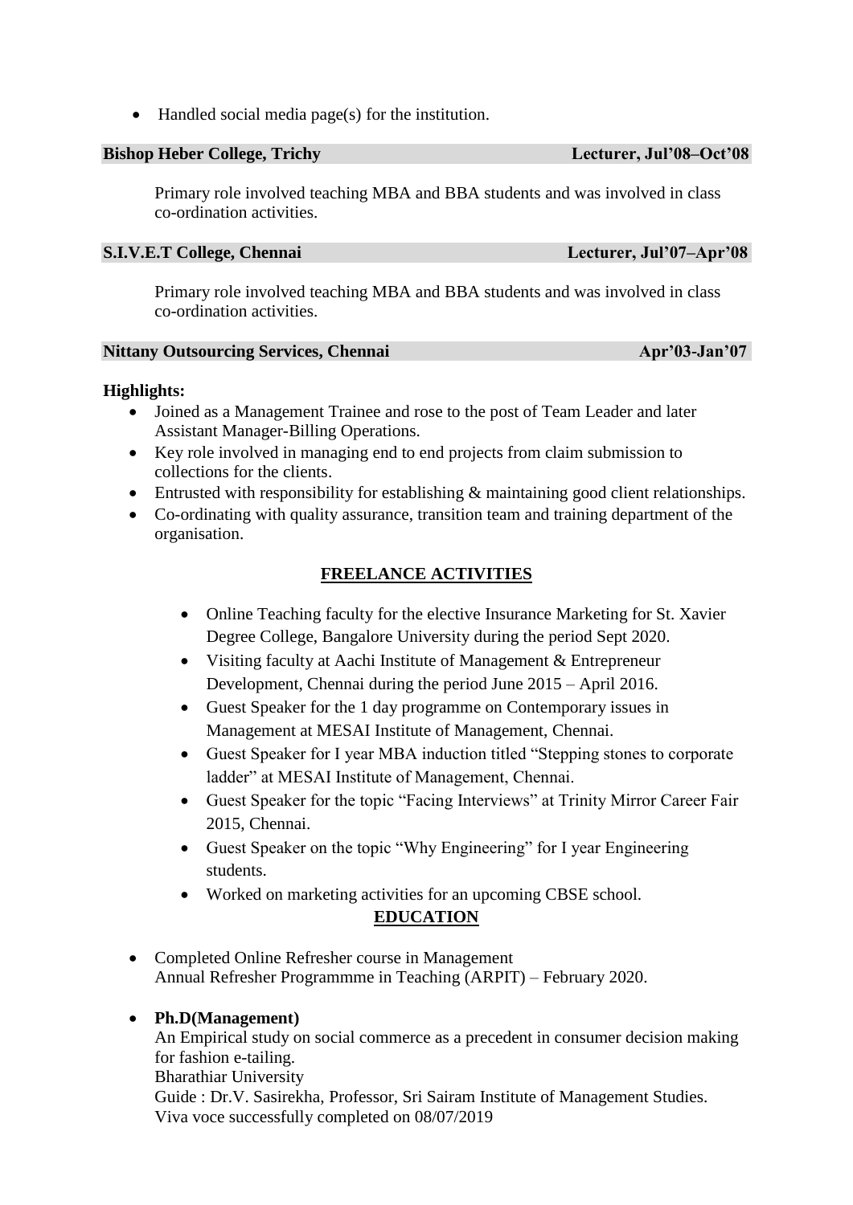- Handled social media page(s) for the institution.

**Bishop Heber College, Trichy** **Lecturer, Jul'08–Oct'08**

Primary role involved teaching MBA and BBA students and was involved in class co-ordination activities.

**S.I.V.E.T College, Chennai** **Lecturer, Jul'07–Apr'08**

Primary role involved teaching MBA and BBA students and was involved in class co-ordination activities.

**Nittany Outsourcing Services, Chennai** **Apr'03-Jan'07**

**Highlights:**

- Joined as a Management Trainee and rose to the post of Team Leader and later Assistant Manager-Billing Operations.
- Key role involved in managing end to end projects from claim submission to collections for the clients.
- Entrusted with responsibility for establishing & maintaining good client relationships.
- Co-ordinating with quality assurance, transition team and training department of the organisation.

## FREELANCE ACTIVITIES

- Online Teaching faculty for the elective Insurance Marketing for St. Xavier Degree College, Bangalore University during the period Sept 2020.
- Visiting faculty at Aachi Institute of Management & Entrepreneur Development, Chennai during the period June 2015 – April 2016.
- Guest Speaker for the 1 day programme on Contemporary issues in Management at MESAI Institute of Management, Chennai.
- Guest Speaker for I year MBA induction titled "Stepping stones to corporate ladder" at MESAI Institute of Management, Chennai.
- Guest Speaker for the topic "Facing Interviews" at Trinity Mirror Career Fair 2015, Chennai.
- Guest Speaker on the topic "Why Engineering" for I year Engineering students.
- Worked on marketing activities for an upcoming CBSE school.

## EDUCATION

- Completed Online Refresher course in Management
  Annual Refresher Programmme in Teaching (ARPIT) – February 2020.

- **Ph.D(Management)**
  An Empirical study on social commerce as a precedent in consumer decision making for fashion e-tailing.
  Bharathiar University
  Guide : Dr.V. Sasirekha, Professor, Sri Sairam Institute of Management Studies.
  Viva voce successfully completed on 08/07/2019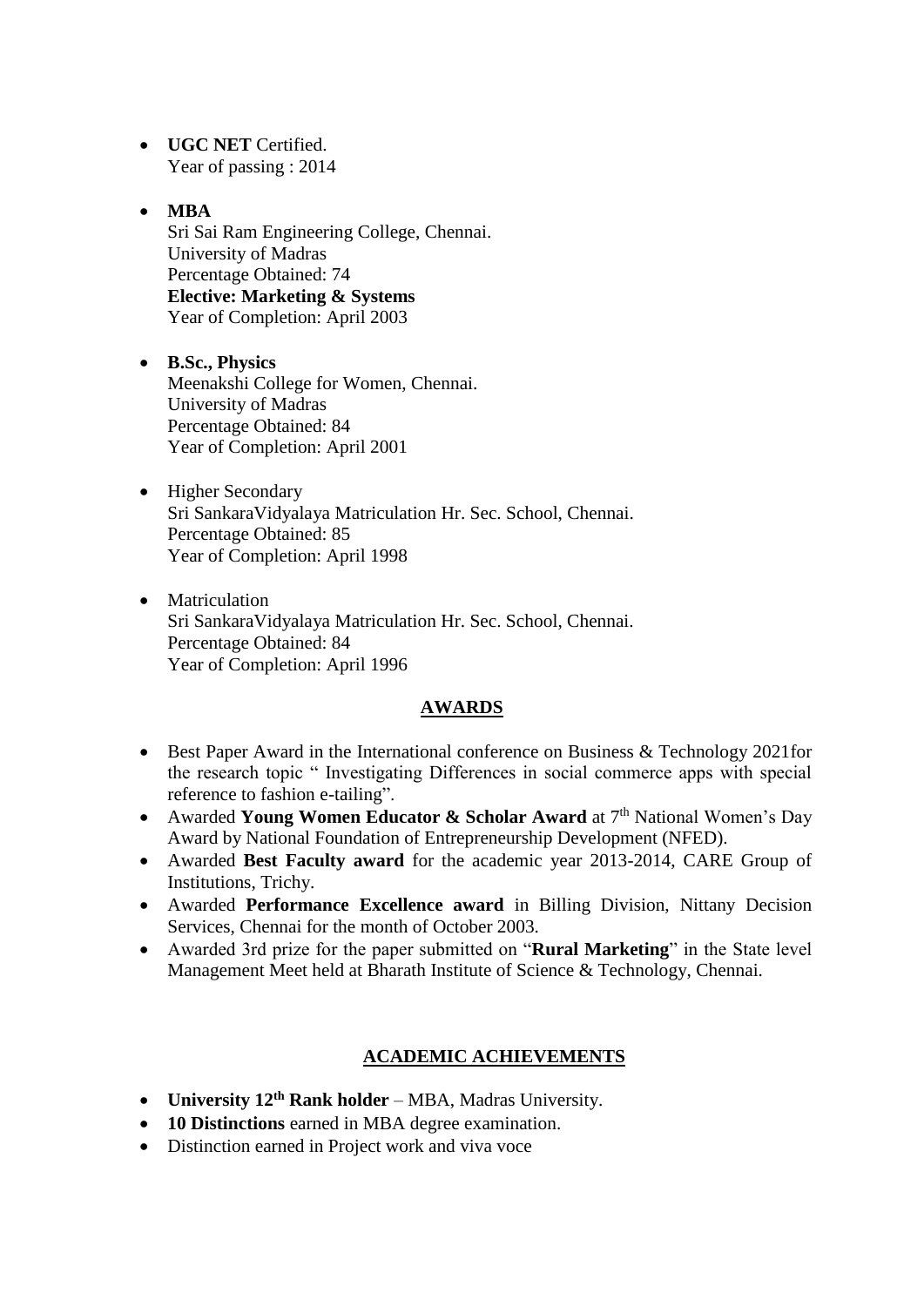- **UGC NET** Certified.
  Year of passing : 2014

- **MBA**
  Sri Sai Ram Engineering College, Chennai.
  University of Madras
  Percentage Obtained: 74
  **Elective: Marketing & Systems**
  Year of Completion: April 2003

- **B.Sc., Physics**
  Meenakshi College for Women, Chennai.
  University of Madras
  Percentage Obtained: 84
  Year of Completion: April 2001

- Higher Secondary
  Sri SankaraVidyalaya Matriculation Hr. Sec. School, Chennai.
  Percentage Obtained: 85
  Year of Completion: April 1998

- Matriculation
  Sri SankaraVidyalaya Matriculation Hr. Sec. School, Chennai.
  Percentage Obtained: 84
  Year of Completion: April 1996

## AWARDS

- Best Paper Award in the International conference on Business & Technology 2021for the research topic " Investigating Differences in social commerce apps with special reference to fashion e-tailing".
- Awarded **Young Women Educator & Scholar Award** at 7th National Women's Day Award by National Foundation of Entrepreneurship Development (NFED).
- Awarded **Best Faculty award** for the academic year 2013-2014, CARE Group of Institutions, Trichy.
- Awarded **Performance Excellence award** in Billing Division, Nittany Decision Services, Chennai for the month of October 2003.
- Awarded 3rd prize for the paper submitted on "**Rural Marketing**" in the State level Management Meet held at Bharath Institute of Science & Technology, Chennai.

## ACADEMIC ACHIEVEMENTS

- **University 12th Rank holder** – MBA, Madras University.
- **10 Distinctions** earned in MBA degree examination.
- Distinction earned in Project work and viva voce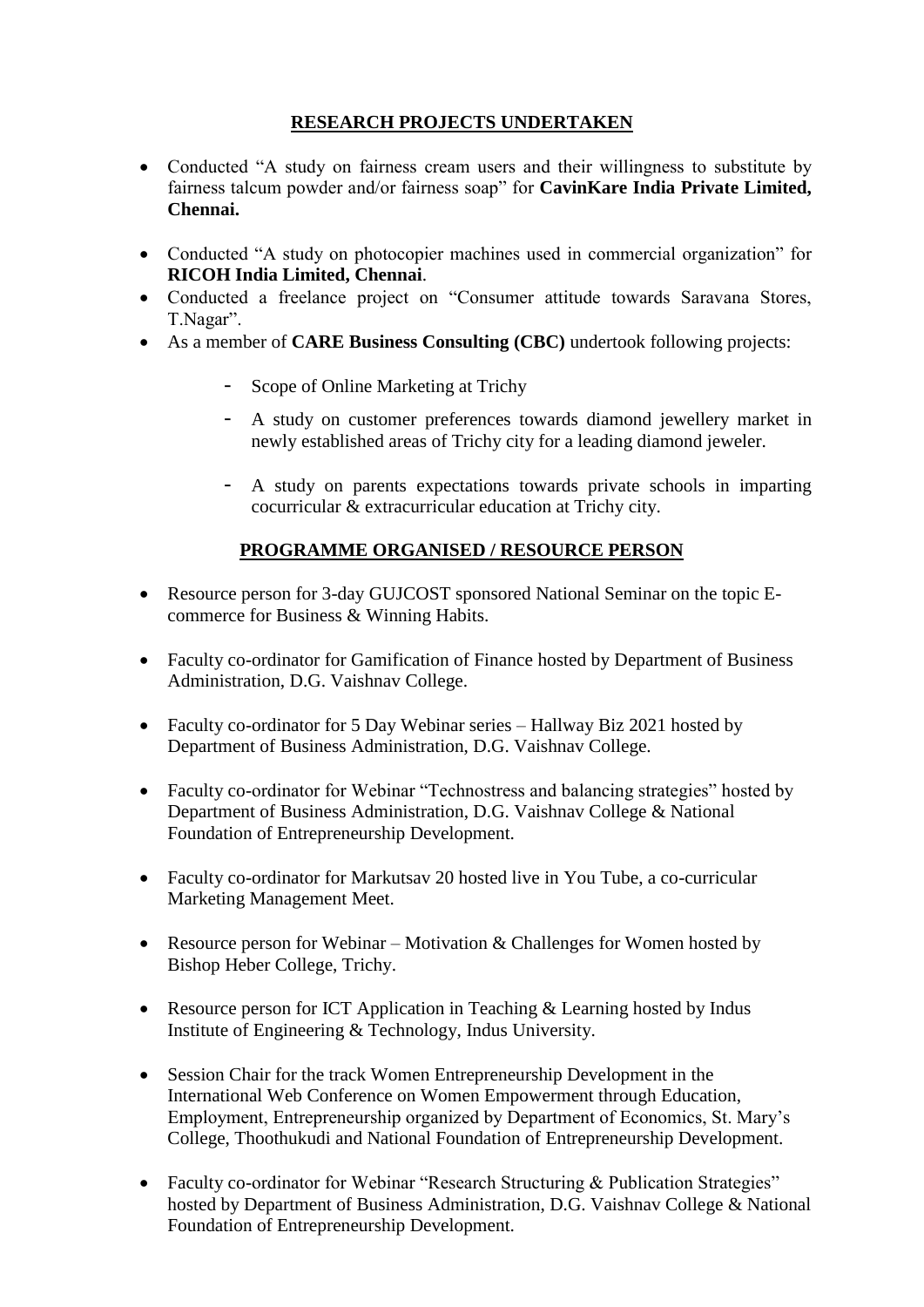## RESEARCH PROJECTS UNDERTAKEN

- Conducted "A study on fairness cream users and their willingness to substitute by fairness talcum powder and/or fairness soap" for **CavinKare India Private Limited, Chennai.**
- Conducted "A study on photocopier machines used in commercial organization" for **RICOH India Limited, Chennai**.
- Conducted a freelance project on "Consumer attitude towards Saravana Stores, T.Nagar".
- As a member of **CARE Business Consulting (CBC)** undertook following projects:
  - Scope of Online Marketing at Trichy
  - A study on customer preferences towards diamond jewellery market in newly established areas of Trichy city for a leading diamond jeweler.
  - A study on parents expectations towards private schools in imparting cocurricular & extracurricular education at Trichy city.

## PROGRAMME ORGANISED / RESOURCE PERSON

- Resource person for 3-day GUJCOST sponsored National Seminar on the topic E-commerce for Business & Winning Habits.
- Faculty co-ordinator for Gamification of Finance hosted by Department of Business Administration, D.G. Vaishnav College.
- Faculty co-ordinator for 5 Day Webinar series – Hallway Biz 2021 hosted by Department of Business Administration, D.G. Vaishnav College.
- Faculty co-ordinator for Webinar "Technostress and balancing strategies" hosted by Department of Business Administration, D.G. Vaishnav College & National Foundation of Entrepreneurship Development.
- Faculty co-ordinator for Markutsav 20 hosted live in You Tube, a co-curricular Marketing Management Meet.
- Resource person for Webinar – Motivation & Challenges for Women hosted by Bishop Heber College, Trichy.
- Resource person for ICT Application in Teaching & Learning hosted by Indus Institute of Engineering & Technology, Indus University.
- Session Chair for the track Women Entrepreneurship Development in the International Web Conference on Women Empowerment through Education, Employment, Entrepreneurship organized by Department of Economics, St. Mary's College, Thoothukudi and National Foundation of Entrepreneurship Development.
- Faculty co-ordinator for Webinar "Research Structuring & Publication Strategies" hosted by Department of Business Administration, D.G. Vaishnav College & National Foundation of Entrepreneurship Development.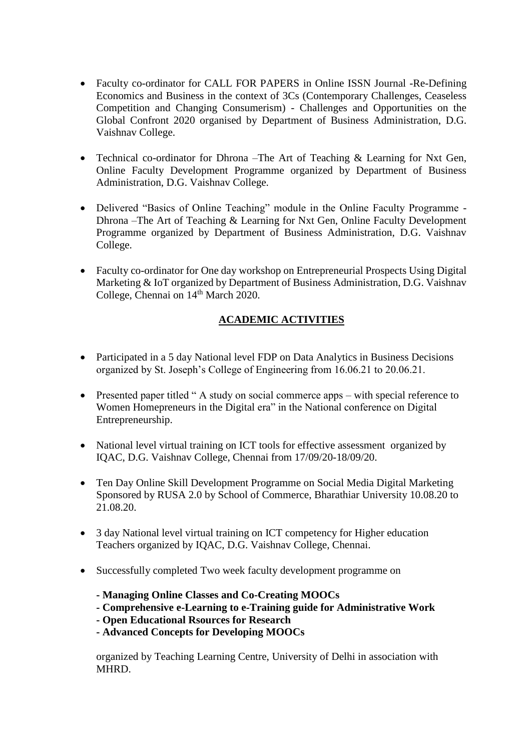- Faculty co-ordinator for CALL FOR PAPERS in Online ISSN Journal -Re-Defining Economics and Business in the context of 3Cs (Contemporary Challenges, Ceaseless Competition and Changing Consumerism) - Challenges and Opportunities on the Global Confront 2020 organised by Department of Business Administration, D.G. Vaishnav College.

- Technical co-ordinator for Dhrona –The Art of Teaching & Learning for Nxt Gen, Online Faculty Development Programme organized by Department of Business Administration, D.G. Vaishnav College.

- Delivered "Basics of Online Teaching" module in the Online Faculty Programme - Dhrona –The Art of Teaching & Learning for Nxt Gen, Online Faculty Development Programme organized by Department of Business Administration, D.G. Vaishnav College.

- Faculty co-ordinator for One day workshop on Entrepreneurial Prospects Using Digital Marketing & IoT organized by Department of Business Administration, D.G. Vaishnav College, Chennai on 14th March 2020.

## ACADEMIC ACTIVITIES

- Participated in a 5 day National level FDP on Data Analytics in Business Decisions organized by St. Joseph's College of Engineering from 16.06.21 to 20.06.21.

- Presented paper titled " A study on social commerce apps – with special reference to Women Homepreneurs in the Digital era" in the National conference on Digital Entrepreneurship.

- National level virtual training on ICT tools for effective assessment organized by IQAC, D.G. Vaishnav College, Chennai from 17/09/20-18/09/20.

- Ten Day Online Skill Development Programme on Social Media Digital Marketing Sponsored by RUSA 2.0 by School of Commerce, Bharathiar University 10.08.20 to 21.08.20.

- 3 day National level virtual training on ICT competency for Higher education Teachers organized by IQAC, D.G. Vaishnav College, Chennai.

- Successfully completed Two week faculty development programme on

  **- Managing Online Classes and Co-Creating MOOCs**
  **- Comprehensive e-Learning to e-Training guide for Administrative Work**
  **- Open Educational Rsources for Research**
  **- Advanced Concepts for Developing MOOCs**

  organized by Teaching Learning Centre, University of Delhi in association with MHRD.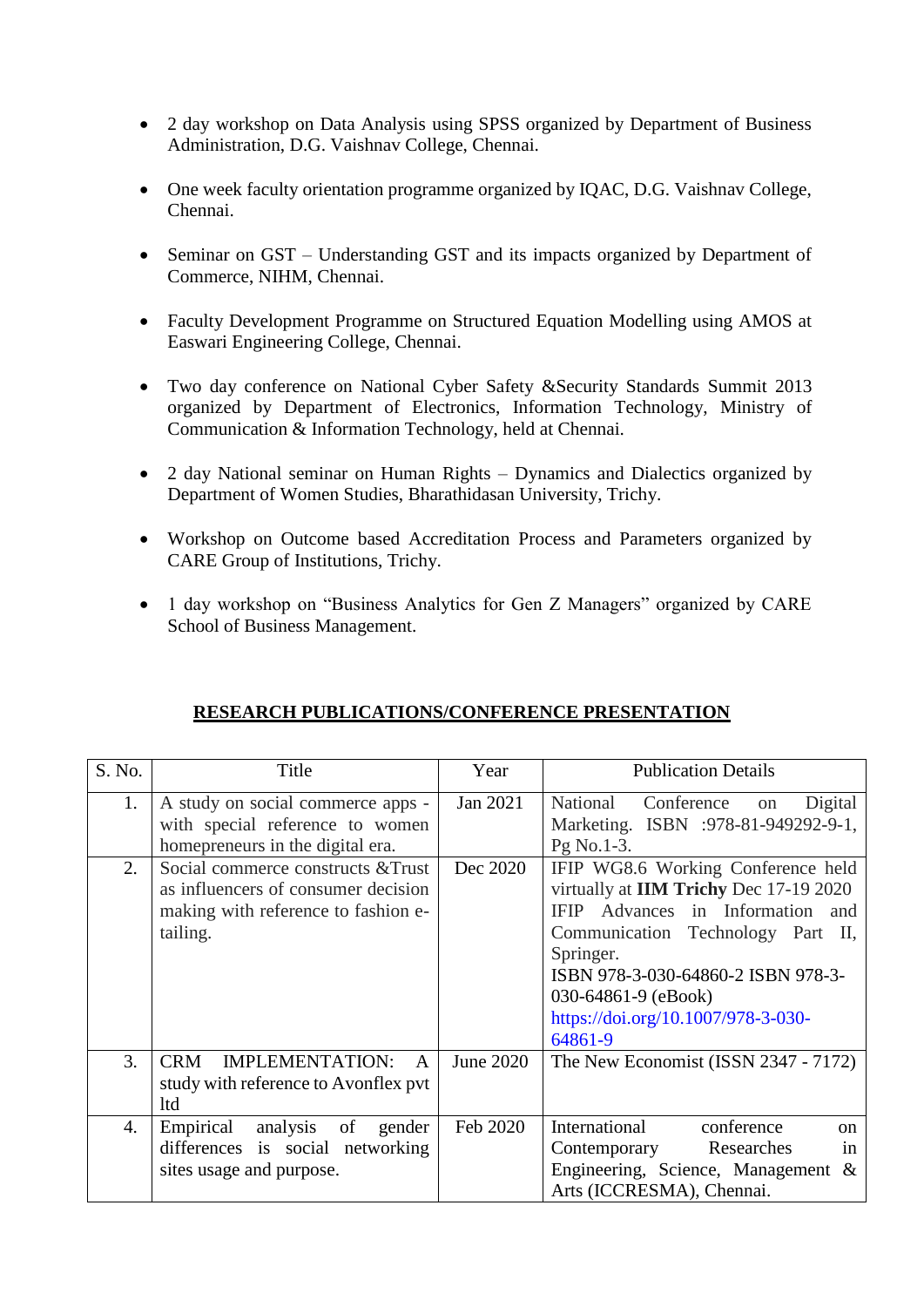- 2 day workshop on Data Analysis using SPSS organized by Department of Business Administration, D.G. Vaishnav College, Chennai.

- One week faculty orientation programme organized by IQAC, D.G. Vaishnav College, Chennai.

- Seminar on GST – Understanding GST and its impacts organized by Department of Commerce, NIHM, Chennai.

- Faculty Development Programme on Structured Equation Modelling using AMOS at Easwari Engineering College, Chennai.

- Two day conference on National Cyber Safety &Security Standards Summit 2013 organized by Department of Electronics, Information Technology, Ministry of Communication & Information Technology, held at Chennai.

- 2 day National seminar on Human Rights – Dynamics and Dialectics organized by Department of Women Studies, Bharathidasan University, Trichy.

- Workshop on Outcome based Accreditation Process and Parameters organized by CARE Group of Institutions, Trichy.

- 1 day workshop on "Business Analytics for Gen Z Managers" organized by CARE School of Business Management.

## RESEARCH PUBLICATIONS/CONFERENCE PRESENTATION

| S. No. | Title | Year | Publication Details |
|---|---|---|---|
| 1. | A study on social commerce apps - with special reference to women homepreneurs in the digital era. | Jan 2021 | National Conference on Digital Marketing. ISBN :978-81-949292-9-1, Pg No.1-3. |
| 2. | Social commerce constructs &Trust as influencers of consumer decision making with reference to fashion e-tailing. | Dec 2020 | IFIP WG8.6 Working Conference held virtually at **IIM Trichy** Dec 17-19 2020 IFIP Advances in Information and Communication Technology Part II, Springer. ISBN 978-3-030-64860-2 ISBN 978-3-030-64861-9 (eBook) https://doi.org/10.1007/978-3-030-64861-9 |
| 3. | CRM IMPLEMENTATION: A study with reference to Avonflex pvt ltd | June 2020 | The New Economist (ISSN 2347 - 7172) |
| 4. | Empirical analysis of gender differences is social networking sites usage and purpose. | Feb 2020 | International conference on Contemporary Researches in Engineering, Science, Management & Arts (ICCRESMA), Chennai. |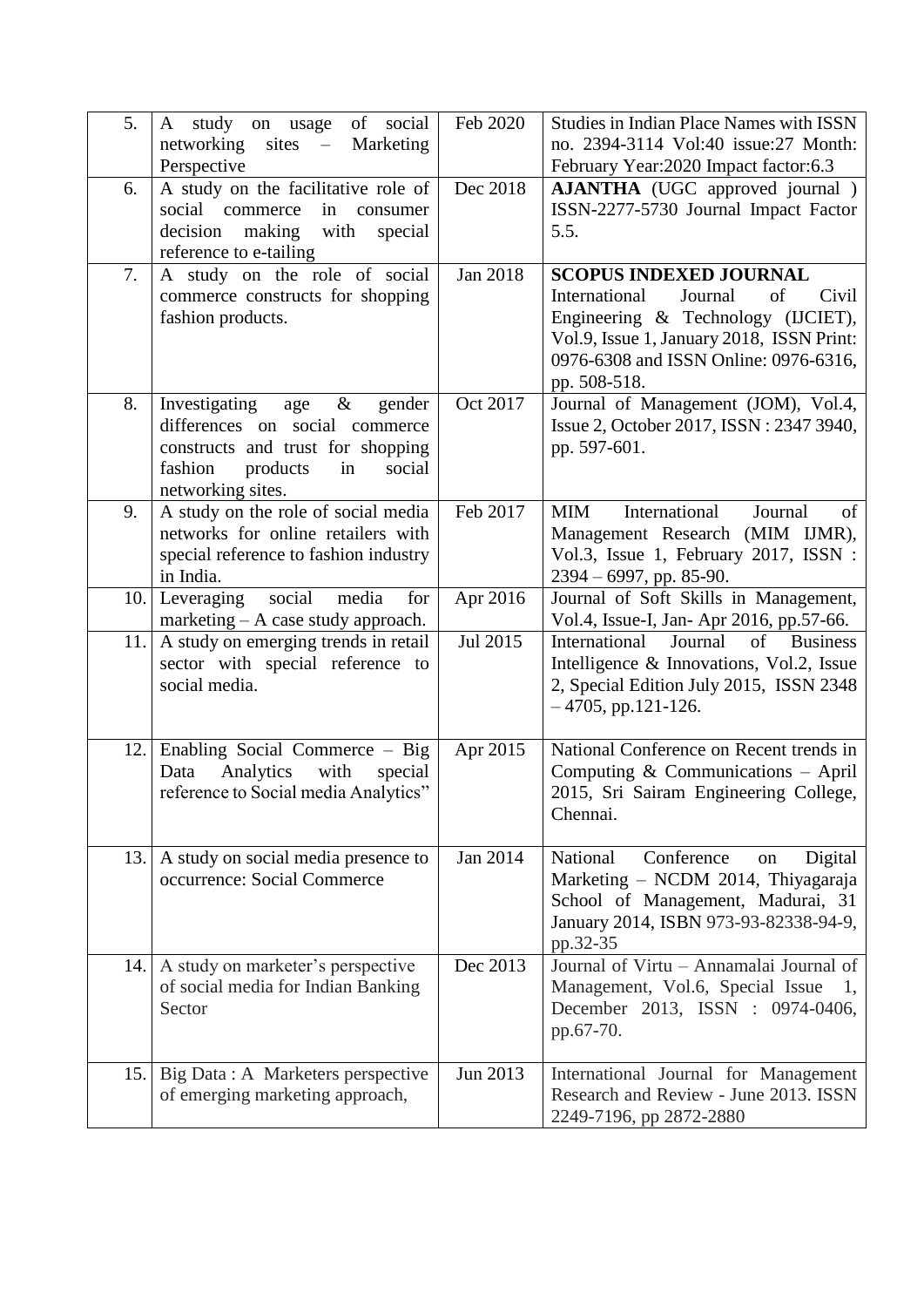| 5. | A study on usage of social networking sites – Marketing Perspective | Feb 2020 | Studies in Indian Place Names with ISSN no. 2394-3114 Vol:40 issue:27 Month: February Year:2020 Impact factor:6.3 |
|---|---|---|---|
| 6. | A study on the facilitative role of social commerce in consumer decision making with special reference to e-tailing | Dec 2018 | **AJANTHA** (UGC approved journal ) ISSN-2277-5730 Journal Impact Factor 5.5. |
| 7. | A study on the role of social commerce constructs for shopping fashion products. | Jan 2018 | **SCOPUS INDEXED JOURNAL** International Journal of Civil Engineering & Technology (IJCIET), Vol.9, Issue 1, January 2018, ISSN Print: 0976-6308 and ISSN Online: 0976-6316, pp. 508-518. |
| 8. | Investigating age & gender differences on social commerce constructs and trust for shopping fashion products in social networking sites. | Oct 2017 | Journal of Management (JOM), Vol.4, Issue 2, October 2017, ISSN : 2347 3940, pp. 597-601. |
| 9. | A study on the role of social media networks for online retailers with special reference to fashion industry in India. | Feb 2017 | MIM International Journal of Management Research (MIM IJMR), Vol.3, Issue 1, February 2017, ISSN : 2394 – 6997, pp. 85-90. |
| 10. | Leveraging social media for marketing – A case study approach. | Apr 2016 | Journal of Soft Skills in Management, Vol.4, Issue-I, Jan- Apr 2016, pp.57-66. |
| 11. | A study on emerging trends in retail sector with special reference to social media. | Jul 2015 | International Journal of Business Intelligence & Innovations, Vol.2, Issue 2, Special Edition July 2015, ISSN 2348 – 4705, pp.121-126. |
| 12. | Enabling Social Commerce – Big Data Analytics with special reference to Social media Analytics" | Apr 2015 | National Conference on Recent trends in Computing & Communications – April 2015, Sri Sairam Engineering College, Chennai. |
| 13. | A study on social media presence to occurrence: Social Commerce | Jan 2014 | National Conference on Digital Marketing – NCDM 2014, Thiyagaraja School of Management, Madurai, 31 January 2014, ISBN 973-93-82338-94-9, pp.32-35 |
| 14. | A study on marketer's perspective of social media for Indian Banking Sector | Dec 2013 | Journal of Virtu – Annamalai Journal of Management, Vol.6, Special Issue 1, December 2013, ISSN : 0974-0406, pp.67-70. |
| 15. | Big Data : A Marketers perspective of emerging marketing approach, | Jun 2013 | International Journal for Management Research and Review - June 2013. ISSN 2249-7196, pp 2872-2880 |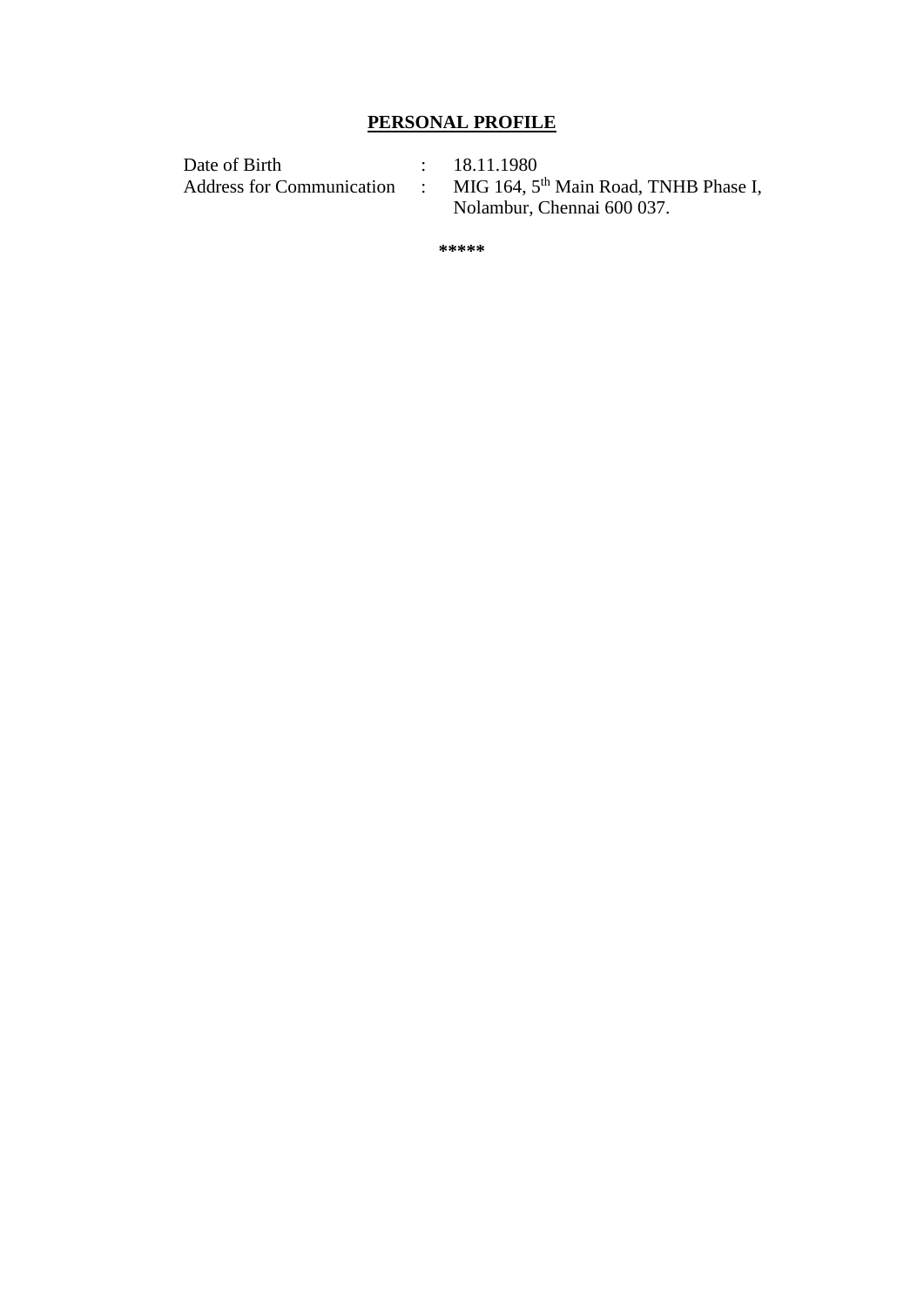**PERSONAL PROFILE**

| | | |
|---|---|---|
| Date of Birth | : | 18.11.1980 |
| Address for Communication | : | MIG 164, 5th Main Road, TNHB Phase I, Nolambur, Chennai 600 037. |

*****